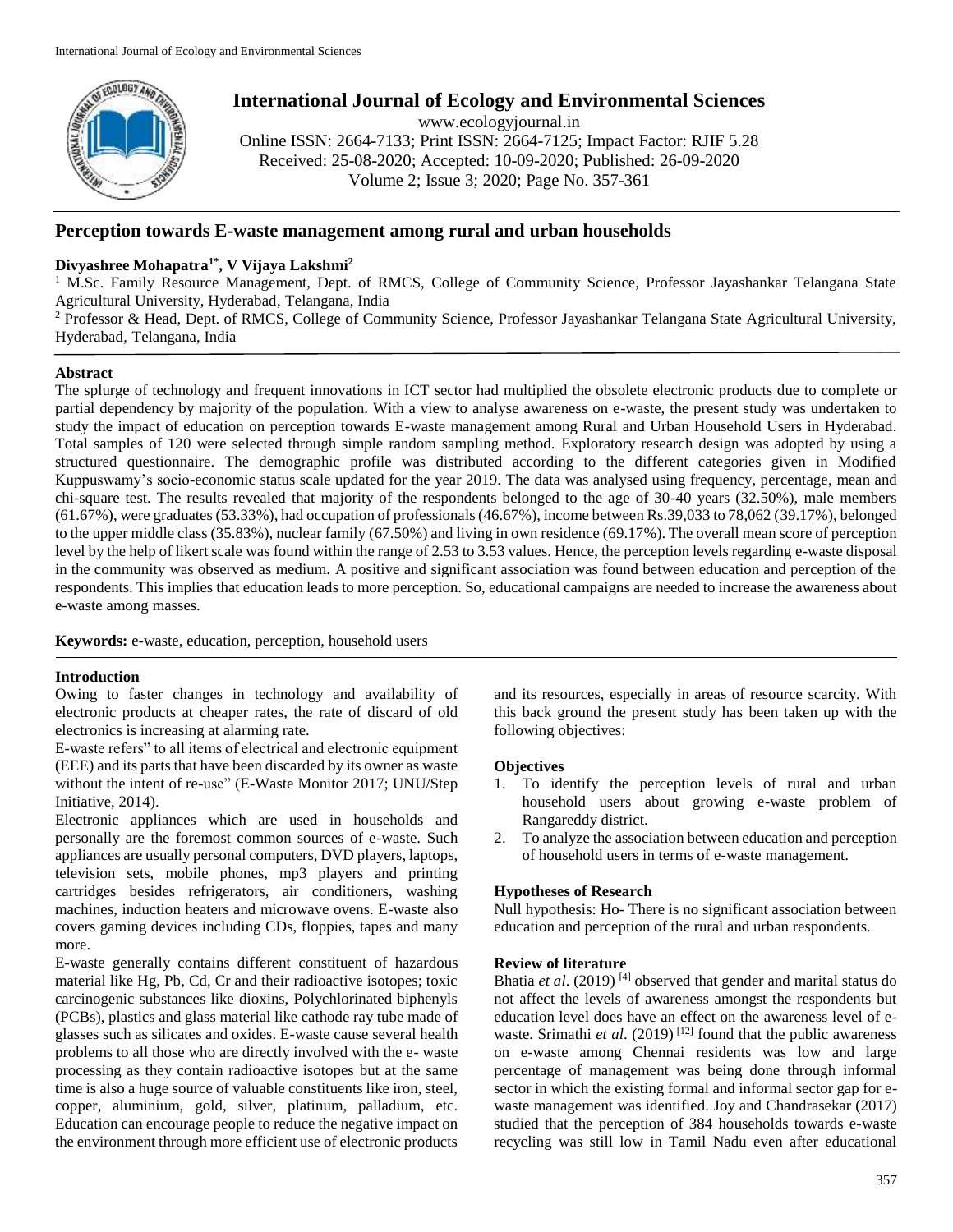# Perception towards E-waste management among rural and urban households

**Divyashree Mohapatra[1*], V Vijaya Lakshmi[2]**

[1] M.Sc. Family Resource Management, Dept. of RMCS, College of Community Science, Professor Jayashankar Telangana State Agricultural University, Hyderabad, Telangana, India

[2] Professor & Head, Dept. of RMCS, College of Community Science, Professor Jayashankar Telangana State Agricultural University, Hyderabad, Telangana, India

## Abstract

The splurge of technology and frequent innovations in ICT sector had multiplied the obsolete electronic products due to complete or partial dependency by majority of the population. With a view to analyse awareness on e-waste, the present study was undertaken to study the impact of education on perception towards E-waste management among Rural and Urban Household Users in Hyderabad. Total samples of 120 were selected through simple random sampling method. Exploratory research design was adopted by using a structured questionnaire. The demographic profile was distributed according to the different categories given in Modified Kuppuswamy's socio-economic status scale updated for the year 2019. The data was analysed using frequency, percentage, mean and chi-square test. The results revealed that majority of the respondents belonged to the age of 30-40 years (32.50%), male members (61.67%), were graduates (53.33%), had occupation of professionals (46.67%), income between Rs.39,033 to 78,062 (39.17%), belonged to the upper middle class (35.83%), nuclear family (67.50%) and living in own residence (69.17%). The overall mean score of perception level by the help of likert scale was found within the range of 2.53 to 3.53 values. Hence, the perception levels regarding e-waste disposal in the community was observed as medium. A positive and significant association was found between education and perception of the respondents. This implies that education leads to more perception. So, educational campaigns are needed to increase the awareness about e-waste among masses.

**Keywords:** e-waste, education, perception, household users

## Introduction

Owing to faster changes in technology and availability of electronic products at cheaper rates, the rate of discard of old electronics is increasing at alarming rate.

E-waste refers" to all items of electrical and electronic equipment (EEE) and its parts that have been discarded by its owner as waste without the intent of re-use" (E-Waste Monitor 2017; UNU/Step Initiative, 2014).

Electronic appliances which are used in households and personally are the foremost common sources of e-waste. Such appliances are usually personal computers, DVD players, laptops, television sets, mobile phones, mp3 players and printing cartridges besides refrigerators, air conditioners, washing machines, induction heaters and microwave ovens. E-waste also covers gaming devices including CDs, floppies, tapes and many more.

E-waste generally contains different constituent of hazardous material like Hg, Pb, Cd, Cr and their radioactive isotopes; toxic carcinogenic substances like dioxins, Polychlorinated biphenyls (PCBs), plastics and glass material like cathode ray tube made of glasses such as silicates and oxides. E-waste cause several health problems to all those who are directly involved with the e- waste processing as they contain radioactive isotopes but at the same time is also a huge source of valuable constituents like iron, steel, copper, aluminium, gold, silver, platinum, palladium, etc. Education can encourage people to reduce the negative impact on the environment through more efficient use of electronic products and its resources, especially in areas of resource scarcity. With this back ground the present study has been taken up with the following objectives:

### Objectives

1. To identify the perception levels of rural and urban household users about growing e-waste problem of Rangareddy district.
2. To analyze the association between education and perception of household users in terms of e-waste management.

### Hypotheses of Research

Null hypothesis: Ho- There is no significant association between education and perception of the rural and urban respondents.

### Review of literature

Bhatia *et al*. (2019) [4] observed that gender and marital status do not affect the levels of awareness amongst the respondents but education level does have an effect on the awareness level of e-waste. Srimathi *et al*. (2019) [12] found that the public awareness on e-waste among Chennai residents was low and large percentage of management was being done through informal sector in which the existing formal and informal sector gap for e-waste management was identified. Joy and Chandrasekar (2017) studied that the perception of 384 households towards e-waste recycling was still low in Tamil Nadu even after educational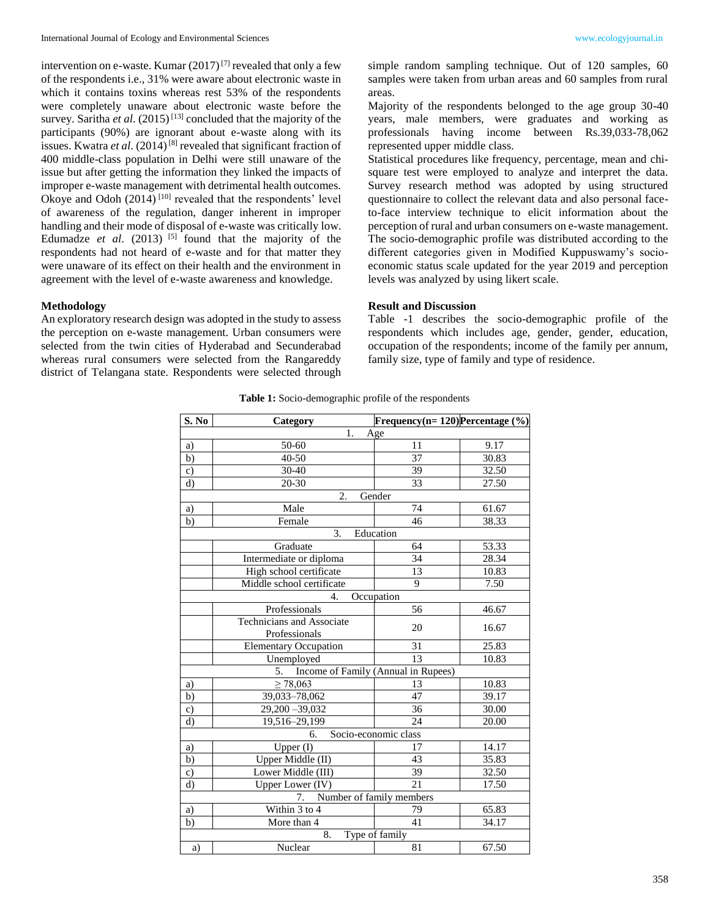intervention on e-waste. Kumar (2017) [7] revealed that only a few of the respondents i.e., 31% were aware about electronic waste in which it contains toxins whereas rest 53% of the respondents were completely unaware about electronic waste before the survey. Saritha *et al*. (2015) [13] concluded that the majority of the participants (90%) are ignorant about e-waste along with its issues. Kwatra *et al*. (2014) [8] revealed that significant fraction of 400 middle-class population in Delhi were still unaware of the issue but after getting the information they linked the impacts of improper e-waste management with detrimental health outcomes. Okoye and Odoh (2014) [10] revealed that the respondents' level of awareness of the regulation, danger inherent in improper handling and their mode of disposal of e-waste was critically low. Edumadze *et al*. (2013) [5] found that the majority of the respondents had not heard of e-waste and for that matter they were unaware of its effect on their health and the environment in agreement with the level of e-waste awareness and knowledge.

## Methodology

An exploratory research design was adopted in the study to assess the perception on e-waste management. Urban consumers were selected from the twin cities of Hyderabad and Secunderabad whereas rural consumers were selected from the Rangareddy district of Telangana state. Respondents were selected through simple random sampling technique. Out of 120 samples, 60 samples were taken from urban areas and 60 samples from rural areas.

Majority of the respondents belonged to the age group 30-40 years, male members, were graduates and working as professionals having income between Rs.39,033-78,062 represented upper middle class.

Statistical procedures like frequency, percentage, mean and chi-square test were employed to analyze and interpret the data. Survey research method was adopted by using structured questionnaire to collect the relevant data and also personal face-to-face interview technique to elicit information about the perception of rural and urban consumers on e-waste management. The socio-demographic profile was distributed according to the different categories given in Modified Kuppuswamy's socio-economic status scale updated for the year 2019 and perception levels was analyzed by using likert scale.

## Result and Discussion

Table -1 describes the socio-demographic profile of the respondents which includes age, gender, gender, education, occupation of the respondents; income of the family per annum, family size, type of family and type of residence.

**Table 1:** Socio-demographic profile of the respondents

| S. No | Category | Frequency(n= 120) | Percentage (%) |
|---|---|---|---|
| | 1. Age | | |
| a) | 50-60 | 11 | 9.17 |
| b) | 40-50 | 37 | 30.83 |
| c) | 30-40 | 39 | 32.50 |
| d) | 20-30 | 33 | 27.50 |
| | 2. Gender | | |
| a) | Male | 74 | 61.67 |
| b) | Female | 46 | 38.33 |
| | 3. Education | | |
| | Graduate | 64 | 53.33 |
| | Intermediate or diploma | 34 | 28.34 |
| | High school certificate | 13 | 10.83 |
| | Middle school certificate | 9 | 7.50 |
| | 4. Occupation | | |
| | Professionals | 56 | 46.67 |
| | Technicians and Associate Professionals | 20 | 16.67 |
| | Elementary Occupation | 31 | 25.83 |
| | Unemployed | 13 | 10.83 |
| | 5. Income of Family (Annual in Rupees) | | |
| a) | ≥ 78,063 | 13 | 10.83 |
| b) | 39,033–78,062 | 47 | 39.17 |
| c) | 29,200 –39,032 | 36 | 30.00 |
| d) | 19,516–29,199 | 24 | 20.00 |
| | 6. Socio-economic class | | |
| a) | Upper (I) | 17 | 14.17 |
| b) | Upper Middle (II) | 43 | 35.83 |
| c) | Lower Middle (III) | 39 | 32.50 |
| d) | Upper Lower (IV) | 21 | 17.50 |
| | 7. Number of family members | | |
| a) | Within 3 to 4 | 79 | 65.83 |
| b) | More than 4 | 41 | 34.17 |
| | 8. Type of family | | |
| a) | Nuclear | 81 | 67.50 |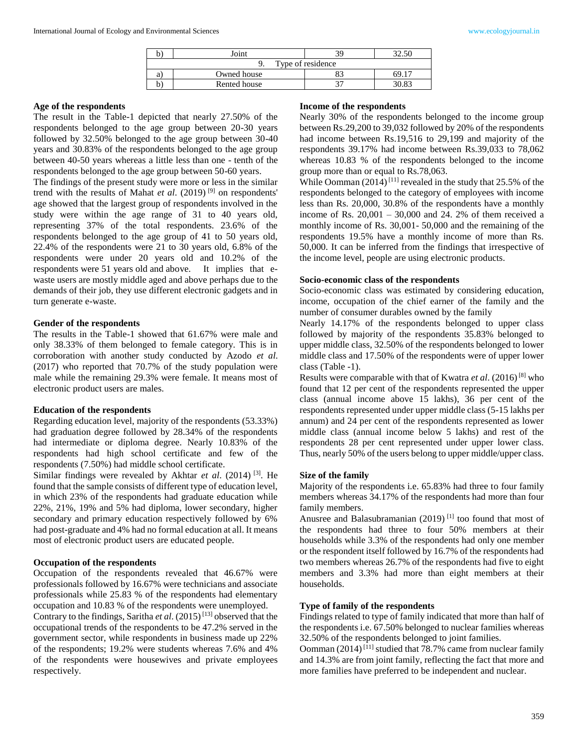| b) | Joint | 39 | 32.50 |
|---|---|---|---|
| | 9. Type of residence | | |
| a) | Owned house | 83 | 69.17 |
| b) | Rented house | 37 | 30.83 |

**Age of the respondents**

The result in the Table-1 depicted that nearly 27.50% of the respondents belonged to the age group between 20-30 years followed by 32.50% belonged to the age group between 30-40 years and 30.83% of the respondents belonged to the age group between 40-50 years whereas a little less than one - tenth of the respondents belonged to the age group between 50-60 years.

The findings of the present study were more or less in the similar trend with the results of Mahat *et al*. (2019) [9] on respondents' age showed that the largest group of respondents involved in the study were within the age range of 31 to 40 years old, representing 37% of the total respondents. 23.6% of the respondents belonged to the age group of 41 to 50 years old, 22.4% of the respondents were 21 to 30 years old, 6.8% of the respondents were under 20 years old and 10.2% of the respondents were 51 years old and above. It implies that e-waste users are mostly middle aged and above perhaps due to the demands of their job, they use different electronic gadgets and in turn generate e-waste.

**Gender of the respondents**

The results in the Table-1 showed that 61.67% were male and only 38.33% of them belonged to female category. This is in corroboration with another study conducted by Azodo *et al*. (2017) who reported that 70.7% of the study population were male while the remaining 29.3% were female. It means most of electronic product users are males.

**Education of the respondents**

Regarding education level, majority of the respondents (53.33%) had graduation degree followed by 28.34% of the respondents had intermediate or diploma degree. Nearly 10.83% of the respondents had high school certificate and few of the respondents (7.50%) had middle school certificate.

Similar findings were revealed by Akhtar *et al*. (2014) [3]. He found that the sample consists of different type of education level, in which 23% of the respondents had graduate education while 22%, 21%, 19% and 5% had diploma, lower secondary, higher secondary and primary education respectively followed by 6% had post-graduate and 4% had no formal education at all. It means most of electronic product users are educated people.

**Occupation of the respondents**

Occupation of the respondents revealed that 46.67% were professionals followed by 16.67% were technicians and associate professionals while 25.83 % of the respondents had elementary occupation and 10.83 % of the respondents were unemployed.

Contrary to the findings, Saritha *et al*. (2015) [13] observed that the occupational trends of the respondents to be 47.2% served in the government sector, while respondents in business made up 22% of the respondents; 19.2% were students whereas 7.6% and 4% of the respondents were housewives and private employees respectively.

**Income of the respondents**

Nearly 30% of the respondents belonged to the income group between Rs.29,200 to 39,032 followed by 20% of the respondents had income between Rs.19,516 to 29,199 and majority of the respondents 39.17% had income between Rs.39,033 to 78,062 whereas 10.83 % of the respondents belonged to the income group more than or equal to Rs.78,063.

While Oomman (2014) [11] revealed in the study that 25.5% of the respondents belonged to the category of employees with income less than Rs. 20,000, 30.8% of the respondents have a monthly income of Rs. 20,001 – 30,000 and 24. 2% of them received a monthly income of Rs. 30,001- 50,000 and the remaining of the respondents 19.5% have a monthly income of more than Rs. 50,000. It can be inferred from the findings that irrespective of the income level, people are using electronic products.

**Socio-economic class of the respondents**

Socio-economic class was estimated by considering education, income, occupation of the chief earner of the family and the number of consumer durables owned by the family

Nearly 14.17% of the respondents belonged to upper class followed by majority of the respondents 35.83% belonged to upper middle class, 32.50% of the respondents belonged to lower middle class and 17.50% of the respondents were of upper lower class (Table -1).

Results were comparable with that of Kwatra *et al*. (2016) [8] who found that 12 per cent of the respondents represented the upper class (annual income above 15 lakhs), 36 per cent of the respondents represented under upper middle class (5-15 lakhs per annum) and 24 per cent of the respondents represented as lower middle class (annual income below 5 lakhs) and rest of the respondents 28 per cent represented under upper lower class. Thus, nearly 50% of the users belong to upper middle/upper class.

**Size of the family**

Majority of the respondents i.e. 65.83% had three to four family members whereas 34.17% of the respondents had more than four family members.

Anusree and Balasubramanian (2019) [1] too found that most of the respondents had three to four 50% members at their households while 3.3% of the respondents had only one member or the respondent itself followed by 16.7% of the respondents had two members whereas 26.7% of the respondents had five to eight members and 3.3% had more than eight members at their households.

**Type of family of the respondents**

Findings related to type of family indicated that more than half of the respondents i.e. 67.50% belonged to nuclear families whereas 32.50% of the respondents belonged to joint families.

Oomman (2014) [11] studied that 78.7% came from nuclear family and 14.3% are from joint family, reflecting the fact that more and more families have preferred to be independent and nuclear.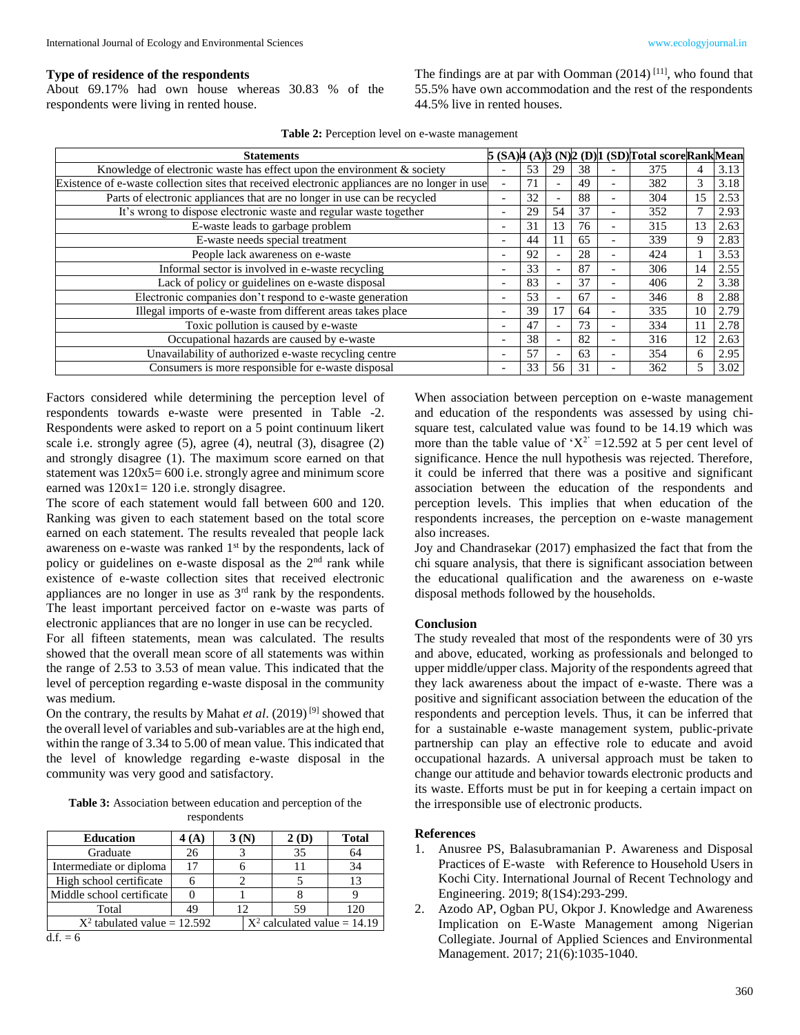### Type of residence of the respondents

About 69.17% had own house whereas 30.83 % of the respondents were living in rented house.

The findings are at par with Oomman (2014) [11], who found that 55.5% have own accommodation and the rest of the respondents 44.5% live in rented houses.

**Table 2:** Perception level on e-waste management

| Statements | 5 (SA) | 4 (A) | 3 (N) | 2 (D) | 1 (SD) | Total score | Rank | Mean |
|---|---|---|---|---|---|---|---|---|
| Knowledge of electronic waste has effect upon the environment & society | - | 53 | 29 | 38 | - | 375 | 4 | 3.13 |
| Existence of e-waste collection sites that received electronic appliances are no longer in use | - | 71 | - | 49 | - | 382 | 3 | 3.18 |
| Parts of electronic appliances that are no longer in use can be recycled | - | 32 | - | 88 | - | 304 | 15 | 2.53 |
| It's wrong to dispose electronic waste and regular waste together | - | 29 | 54 | 37 | - | 352 | 7 | 2.93 |
| E-waste leads to garbage problem | - | 31 | 13 | 76 | - | 315 | 13 | 2.63 |
| E-waste needs special treatment | - | 44 | 11 | 65 | - | 339 | 9 | 2.83 |
| People lack awareness on e-waste | - | 92 | - | 28 | - | 424 | 1 | 3.53 |
| Informal sector is involved in e-waste recycling | - | 33 | - | 87 | - | 306 | 14 | 2.55 |
| Lack of policy or guidelines on e-waste disposal | - | 83 | - | 37 | - | 406 | 2 | 3.38 |
| Electronic companies don't respond to e-waste generation | - | 53 | - | 67 | - | 346 | 8 | 2.88 |
| Illegal imports of e-waste from different areas takes place | - | 39 | 17 | 64 | - | 335 | 10 | 2.79 |
| Toxic pollution is caused by e-waste | - | 47 | - | 73 | - | 334 | 11 | 2.78 |
| Occupational hazards are caused by e-waste | - | 38 | - | 82 | - | 316 | 12 | 2.63 |
| Unavailability of authorized e-waste recycling centre | - | 57 | - | 63 | - | 354 | 6 | 2.95 |
| Consumers is more responsible for e-waste disposal | - | 33 | 56 | 31 | - | 362 | 5 | 3.02 |

Factors considered while determining the perception level of respondents towards e-waste were presented in Table -2. Respondents were asked to report on a 5 point continuum likert scale i.e. strongly agree (5), agree (4), neutral (3), disagree (2) and strongly disagree (1). The maximum score earned on that statement was 120x5= 600 i.e. strongly agree and minimum score earned was 120x1= 120 i.e. strongly disagree.

The score of each statement would fall between 600 and 120. Ranking was given to each statement based on the total score earned on each statement. The results revealed that people lack awareness on e-waste was ranked 1st by the respondents, lack of policy or guidelines on e-waste disposal as the 2nd rank while existence of e-waste collection sites that received electronic appliances are no longer in use as 3rd rank by the respondents. The least important perceived factor on e-waste was parts of electronic appliances that are no longer in use can be recycled.

For all fifteen statements, mean was calculated. The results showed that the overall mean score of all statements was within the range of 2.53 to 3.53 of mean value. This indicated that the level of perception regarding e-waste disposal in the community was medium.

On the contrary, the results by Mahat *et al*. (2019) [9] showed that the overall level of variables and sub-variables are at the high end, within the range of 3.34 to 5.00 of mean value. This indicated that the level of knowledge regarding e-waste disposal in the community was very good and satisfactory.

**Table 3:** Association between education and perception of the respondents

| Education | 4 (A) | 3 (N) | 2 (D) | Total |
|---|---|---|---|---|
| Graduate | 26 | 3 | 35 | 64 |
| Intermediate or diploma | 17 | 6 | 11 | 34 |
| High school certificate | 6 | 2 | 5 | 13 |
| Middle school certificate | 0 | 1 | 8 | 9 |
| Total | 49 | 12 | 59 | 120 |
| $X^2$ tabulated value = 12.592 | | | $X^2$ calculated value = 14.19 | |

d.f. = 6

When association between perception on e-waste management and education of the respondents was assessed by using chi-square test, calculated value was found to be 14.19 which was more than the table value of '$X^{2}$' =12.592 at 5 per cent level of significance. Hence the null hypothesis was rejected. Therefore, it could be inferred that there was a positive and significant association between the education of the respondents and perception levels. This implies that when education of the respondents increases, the perception on e-waste management also increases.

Joy and Chandrasekar (2017) emphasized the fact that from the chi square analysis, that there is significant association between the educational qualification and the awareness on e-waste disposal methods followed by the households.

## Conclusion

The study revealed that most of the respondents were of 30 yrs and above, educated, working as professionals and belonged to upper middle/upper class. Majority of the respondents agreed that they lack awareness about the impact of e-waste. There was a positive and significant association between the education of the respondents and perception levels. Thus, it can be inferred that for a sustainable e-waste management system, public-private partnership can play an effective role to educate and avoid occupational hazards. A universal approach must be taken to change our attitude and behavior towards electronic products and its waste. Efforts must be put in for keeping a certain impact on the irresponsible use of electronic products.

## References

1. Anusree PS, Balasubramanian P. Awareness and Disposal Practices of E-waste with Reference to Household Users in Kochi City. International Journal of Recent Technology and Engineering. 2019; 8(1S4):293-299.
2. Azodo AP, Ogban PU, Okpor J. Knowledge and Awareness Implication on E-Waste Management among Nigerian Collegiate. Journal of Applied Sciences and Environmental Management. 2017; 21(6):1035-1040.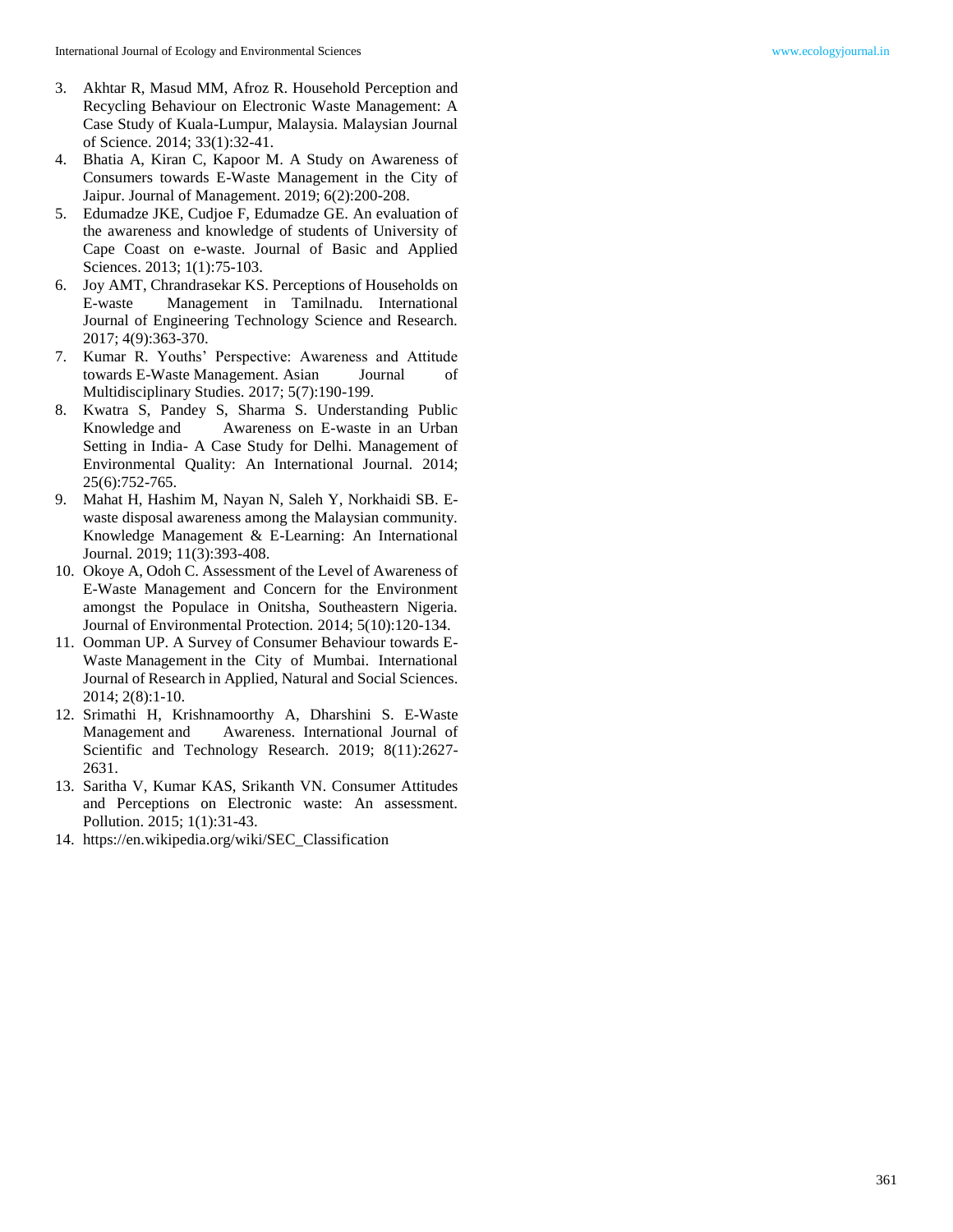3. Akhtar R, Masud MM, Afroz R. Household Perception and Recycling Behaviour on Electronic Waste Management: A Case Study of Kuala-Lumpur, Malaysia. Malaysian Journal of Science. 2014; 33(1):32-41.
4. Bhatia A, Kiran C, Kapoor M. A Study on Awareness of Consumers towards E-Waste Management in the City of Jaipur. Journal of Management. 2019; 6(2):200-208.
5. Edumadze JKE, Cudjoe F, Edumadze GE. An evaluation of the awareness and knowledge of students of University of Cape Coast on e-waste. Journal of Basic and Applied Sciences. 2013; 1(1):75-103.
6. Joy AMT, Chrandrasekar KS. Perceptions of Households on E-waste Management in Tamilnadu. International Journal of Engineering Technology Science and Research. 2017; 4(9):363-370.
7. Kumar R. Youths' Perspective: Awareness and Attitude towards E-Waste Management. Asian Journal of Multidisciplinary Studies. 2017; 5(7):190-199.
8. Kwatra S, Pandey S, Sharma S. Understanding Public Knowledge and Awareness on E-waste in an Urban Setting in India- A Case Study for Delhi. Management of Environmental Quality: An International Journal. 2014; 25(6):752-765.
9. Mahat H, Hashim M, Nayan N, Saleh Y, Norkhaidi SB. E-waste disposal awareness among the Malaysian community. Knowledge Management & E-Learning: An International Journal. 2019; 11(3):393-408.
10. Okoye A, Odoh C. Assessment of the Level of Awareness of E-Waste Management and Concern for the Environment amongst the Populace in Onitsha, Southeastern Nigeria. Journal of Environmental Protection. 2014; 5(10):120-134.
11. Oomman UP. A Survey of Consumer Behaviour towards E-Waste Management in the City of Mumbai. International Journal of Research in Applied, Natural and Social Sciences. 2014; 2(8):1-10.
12. Srimathi H, Krishnamoorthy A, Dharshini S. E-Waste Management and Awareness. International Journal of Scientific and Technology Research. 2019; 8(11):2627-2631.
13. Saritha V, Kumar KAS, Srikanth VN. Consumer Attitudes and Perceptions on Electronic waste: An assessment. Pollution. 2015; 1(1):31-43.
14. https://en.wikipedia.org/wiki/SEC_Classification